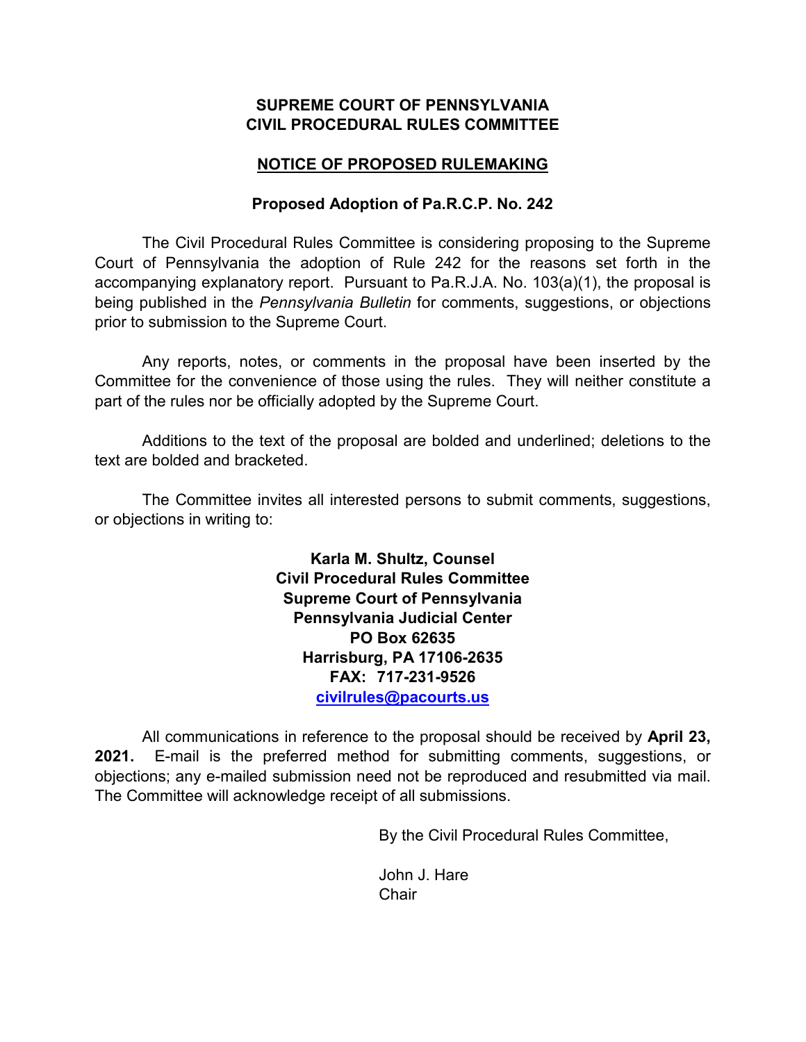**SUPREME COURT OF PENNSYLVANIA**
**CIVIL PROCEDURAL RULES COMMITTEE**

**NOTICE OF PROPOSED RULEMAKING**

**Proposed Adoption of Pa.R.C.P. No. 242**

The Civil Procedural Rules Committee is considering proposing to the Supreme Court of Pennsylvania the adoption of Rule 242 for the reasons set forth in the accompanying explanatory report. Pursuant to Pa.R.J.A. No. 103(a)(1), the proposal is being published in the *Pennsylvania Bulletin* for comments, suggestions, or objections prior to submission to the Supreme Court.

Any reports, notes, or comments in the proposal have been inserted by the Committee for the convenience of those using the rules. They will neither constitute a part of the rules nor be officially adopted by the Supreme Court.

Additions to the text of the proposal are bolded and underlined; deletions to the text are bolded and bracketed.

The Committee invites all interested persons to submit comments, suggestions, or objections in writing to:

**Karla M. Shultz, Counsel**
**Civil Procedural Rules Committee**
**Supreme Court of Pennsylvania**
**Pennsylvania Judicial Center**
**PO Box 62635**
**Harrisburg, PA 17106-2635**
**FAX: 717-231-9526**
**civilrules@pacourts.us**

All communications in reference to the proposal should be received by **April 23, 2021.** E-mail is the preferred method for submitting comments, suggestions, or objections; any e-mailed submission need not be reproduced and resubmitted via mail. The Committee will acknowledge receipt of all submissions.

By the Civil Procedural Rules Committee,

John J. Hare
Chair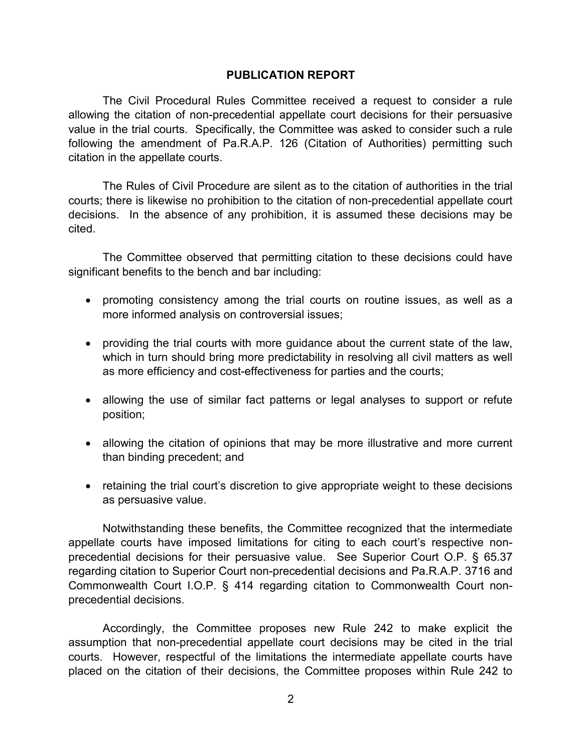## PUBLICATION REPORT

The Civil Procedural Rules Committee received a request to consider a rule allowing the citation of non-precedential appellate court decisions for their persuasive value in the trial courts. Specifically, the Committee was asked to consider such a rule following the amendment of Pa.R.A.P. 126 (Citation of Authorities) permitting such citation in the appellate courts.

The Rules of Civil Procedure are silent as to the citation of authorities in the trial courts; there is likewise no prohibition to the citation of non-precedential appellate court decisions. In the absence of any prohibition, it is assumed these decisions may be cited.

The Committee observed that permitting citation to these decisions could have significant benefits to the bench and bar including:

- promoting consistency among the trial courts on routine issues, as well as a more informed analysis on controversial issues;
- providing the trial courts with more guidance about the current state of the law, which in turn should bring more predictability in resolving all civil matters as well as more efficiency and cost-effectiveness for parties and the courts;
- allowing the use of similar fact patterns or legal analyses to support or refute position;
- allowing the citation of opinions that may be more illustrative and more current than binding precedent; and
- retaining the trial court's discretion to give appropriate weight to these decisions as persuasive value.

Notwithstanding these benefits, the Committee recognized that the intermediate appellate courts have imposed limitations for citing to each court's respective non-precedential decisions for their persuasive value. See Superior Court O.P. § 65.37 regarding citation to Superior Court non-precedential decisions and Pa.R.A.P. 3716 and Commonwealth Court I.O.P. § 414 regarding citation to Commonwealth Court non-precedential decisions.

Accordingly, the Committee proposes new Rule 242 to make explicit the assumption that non-precedential appellate court decisions may be cited in the trial courts. However, respectful of the limitations the intermediate appellate courts have placed on the citation of their decisions, the Committee proposes within Rule 242 to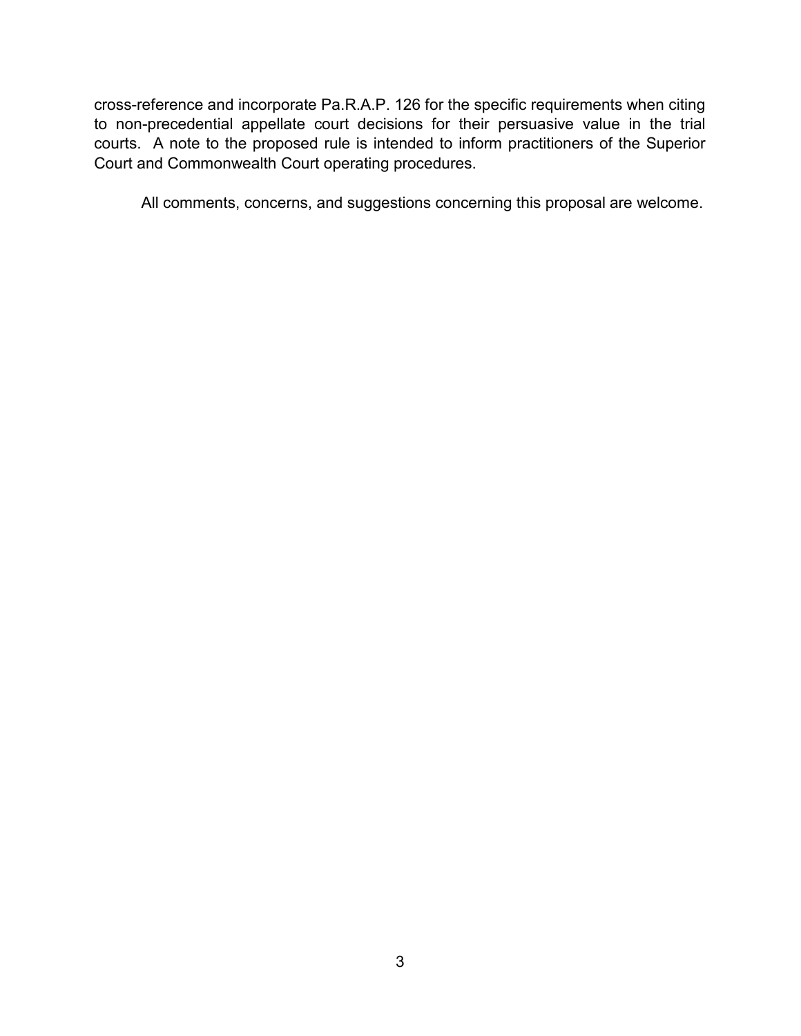cross-reference and incorporate Pa.R.A.P. 126 for the specific requirements when citing to non-precedential appellate court decisions for their persuasive value in the trial courts. A note to the proposed rule is intended to inform practitioners of the Superior Court and Commonwealth Court operating procedures.

All comments, concerns, and suggestions concerning this proposal are welcome.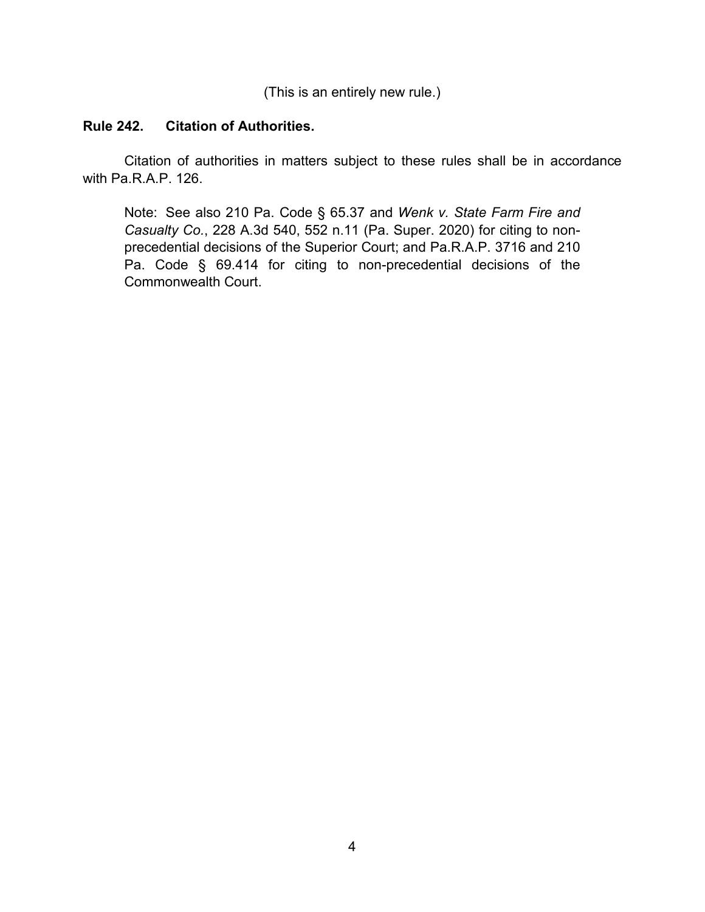(This is an entirely new rule.)

**Rule 242. Citation of Authorities.**

Citation of authorities in matters subject to these rules shall be in accordance with Pa.R.A.P. 126.

Note: See also 210 Pa. Code § 65.37 and *Wenk v. State Farm Fire and Casualty Co.*, 228 A.3d 540, 552 n.11 (Pa. Super. 2020) for citing to non-precedential decisions of the Superior Court; and Pa.R.A.P. 3716 and 210 Pa. Code § 69.414 for citing to non-precedential decisions of the Commonwealth Court.